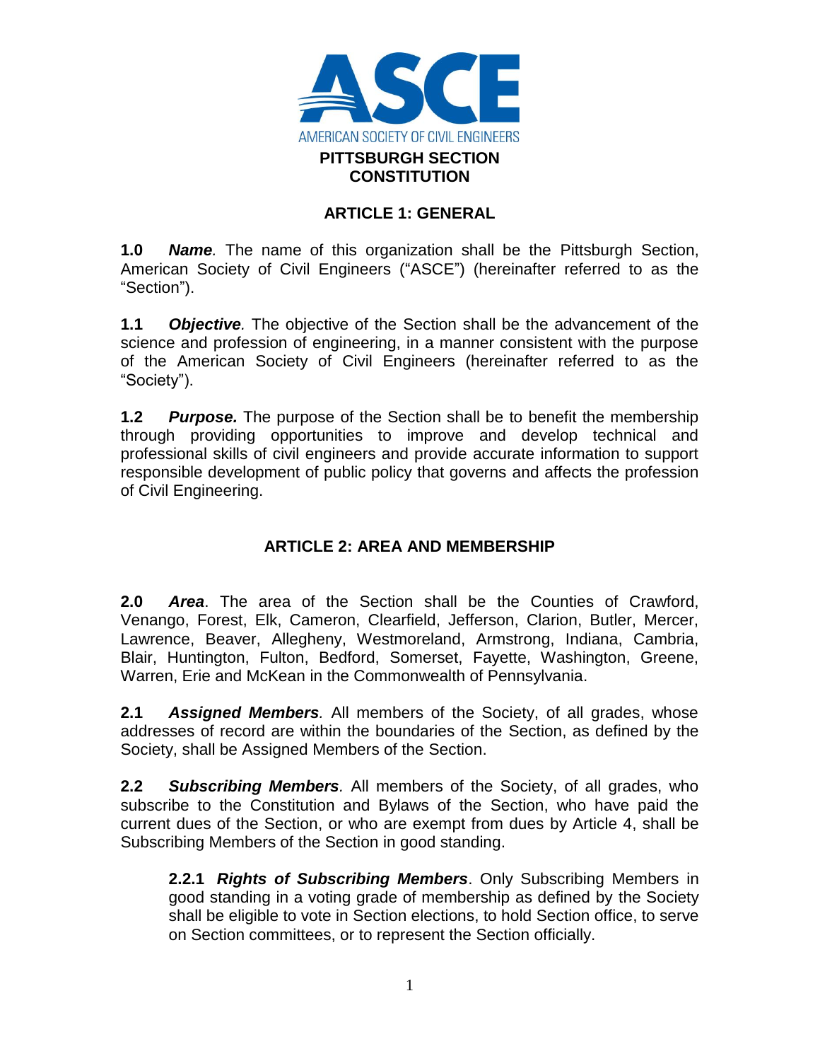# PITTSBURGH SECTION CONSTITUTION

## ARTICLE 1: GENERAL

**1.0** ***Name***. The name of this organization shall be the Pittsburgh Section, American Society of Civil Engineers ("ASCE") (hereinafter referred to as the "Section").

**1.1** ***Objective***. The objective of the Section shall be the advancement of the science and profession of engineering, in a manner consistent with the purpose of the American Society of Civil Engineers (hereinafter referred to as the "Society").

**1.2** ***Purpose.*** The purpose of the Section shall be to benefit the membership through providing opportunities to improve and develop technical and professional skills of civil engineers and provide accurate information to support responsible development of public policy that governs and affects the profession of Civil Engineering.

## ARTICLE 2: AREA AND MEMBERSHIP

**2.0** ***Area***. The area of the Section shall be the Counties of Crawford, Venango, Forest, Elk, Cameron, Clearfield, Jefferson, Clarion, Butler, Mercer, Lawrence, Beaver, Allegheny, Westmoreland, Armstrong, Indiana, Cambria, Blair, Huntington, Fulton, Bedford, Somerset, Fayette, Washington, Greene, Warren, Erie and McKean in the Commonwealth of Pennsylvania.

**2.1** ***Assigned Members***. All members of the Society, of all grades, whose addresses of record are within the boundaries of the Section, as defined by the Society, shall be Assigned Members of the Section.

**2.2** ***Subscribing Members***. All members of the Society, of all grades, who subscribe to the Constitution and Bylaws of the Section, who have paid the current dues of the Section, or who are exempt from dues by Article 4, shall be Subscribing Members of the Section in good standing.

> **2.2.1** ***Rights of Subscribing Members***. Only Subscribing Members in good standing in a voting grade of membership as defined by the Society shall be eligible to vote in Section elections, to hold Section office, to serve on Section committees, or to represent the Section officially.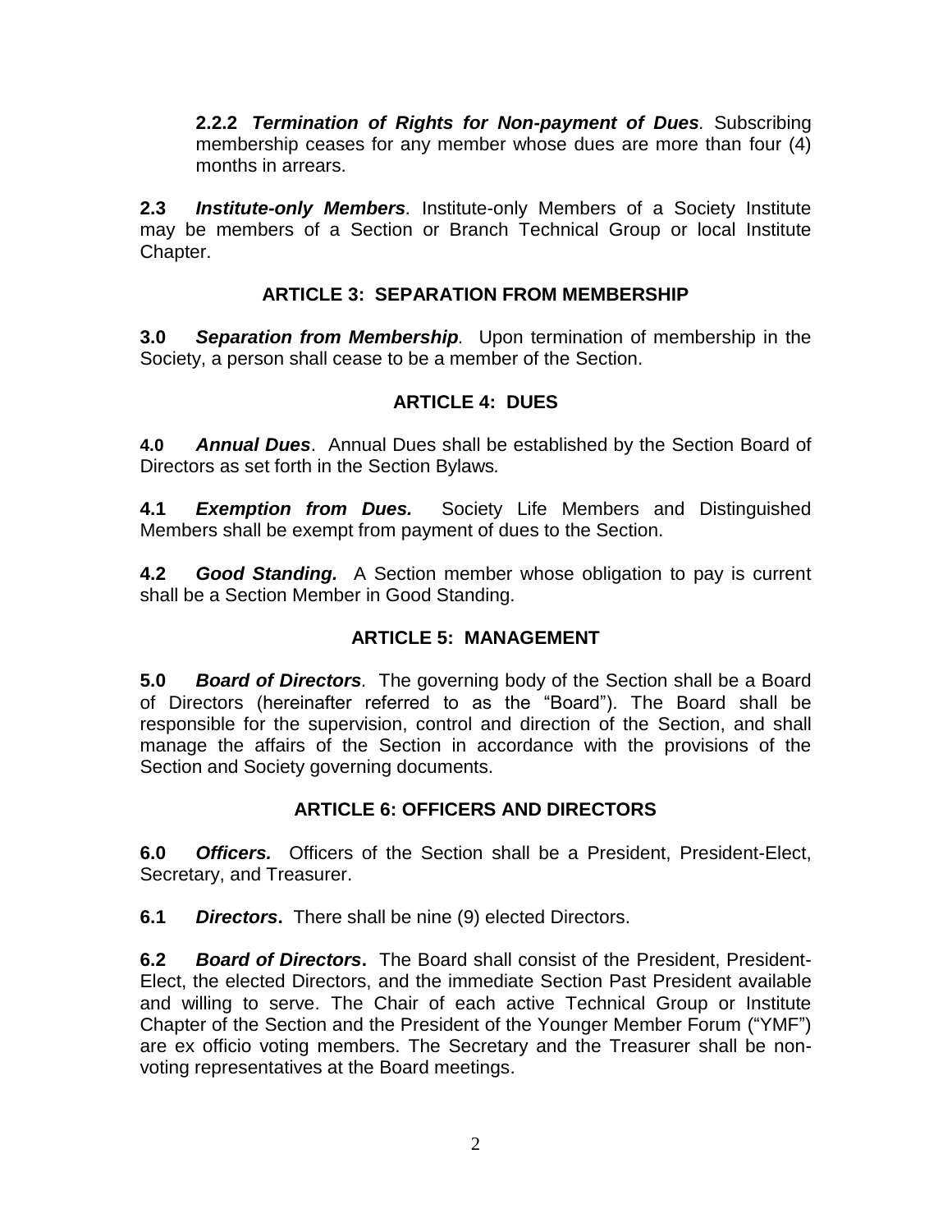**2.2.2** ***Termination of Rights for Non-payment of Dues***. Subscribing membership ceases for any member whose dues are more than four (4) months in arrears.

**2.3** ***Institute-only Members***. Institute-only Members of a Society Institute may be members of a Section or Branch Technical Group or local Institute Chapter.

## ARTICLE 3: SEPARATION FROM MEMBERSHIP

**3.0** ***Separation from Membership***. Upon termination of membership in the Society, a person shall cease to be a member of the Section.

## ARTICLE 4: DUES

**4.0** ***Annual Dues***. Annual Dues shall be established by the Section Board of Directors as set forth in the Section Bylaws*.*

**4.1** ***Exemption from Dues.*** Society Life Members and Distinguished Members shall be exempt from payment of dues to the Section.

**4.2** ***Good Standing.*** A Section member whose obligation to pay is current shall be a Section Member in Good Standing.

## ARTICLE 5: MANAGEMENT

**5.0** ***Board of Directors***. The governing body of the Section shall be a Board of Directors (hereinafter referred to as the "Board"). The Board shall be responsible for the supervision, control and direction of the Section, and shall manage the affairs of the Section in accordance with the provisions of the Section and Society governing documents.

## ARTICLE 6: OFFICERS AND DIRECTORS

**6.0** ***Officers.*** Officers of the Section shall be a President, President-Elect, Secretary, and Treasurer.

**6.1** ***Directors*.** There shall be nine (9) elected Directors.

**6.2** ***Board of Directors*.** The Board shall consist of the President, President-Elect, the elected Directors, and the immediate Section Past President available and willing to serve. The Chair of each active Technical Group or Institute Chapter of the Section and the President of the Younger Member Forum ("YMF") are ex officio voting members. The Secretary and the Treasurer shall be non-voting representatives at the Board meetings.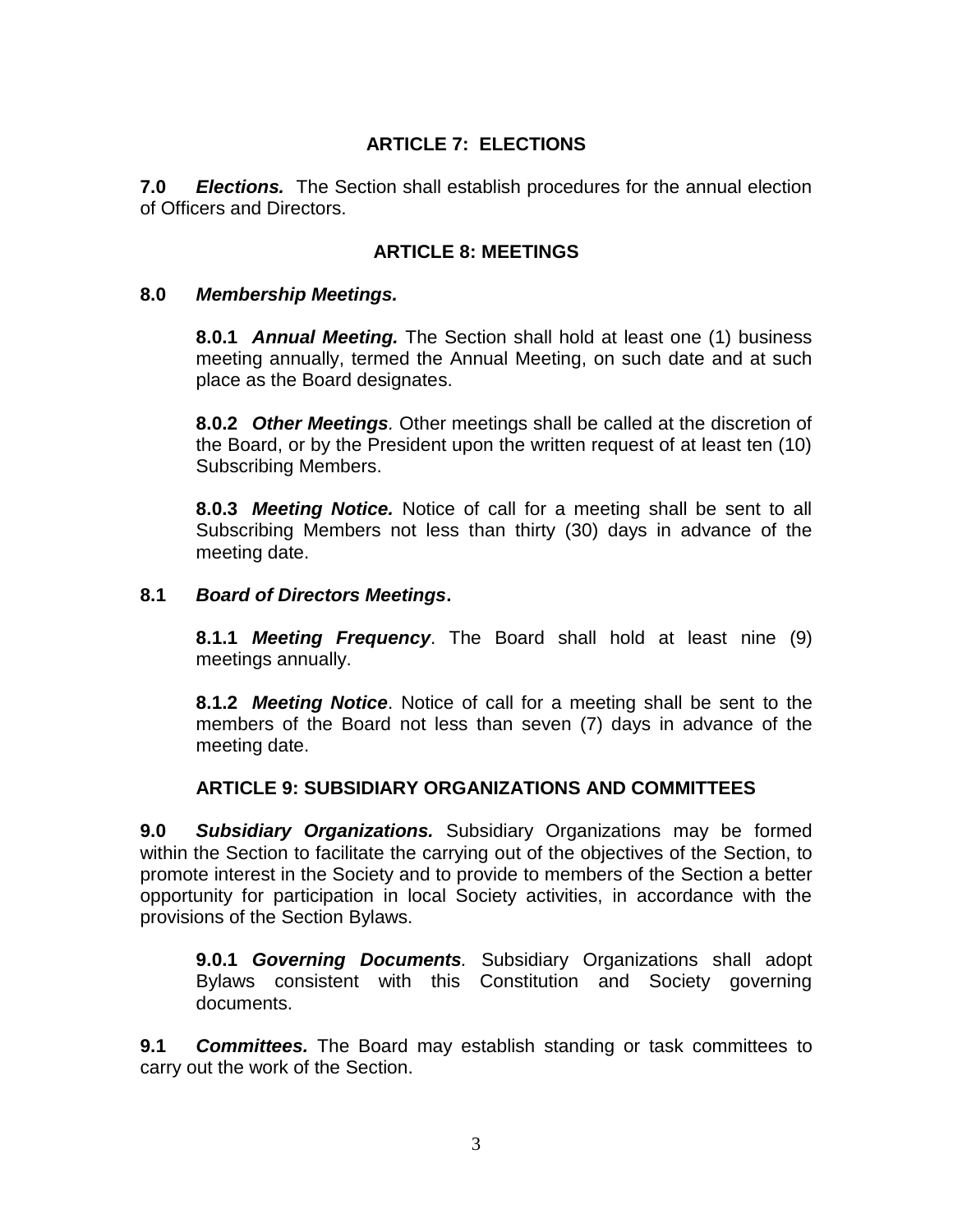## ARTICLE 7: ELECTIONS

**7.0** ***Elections.*** The Section shall establish procedures for the annual election of Officers and Directors.

## ARTICLE 8: MEETINGS

**8.0** ***Membership Meetings.***

**8.0.1** ***Annual Meeting.*** The Section shall hold at least one (1) business meeting annually, termed the Annual Meeting, on such date and at such place as the Board designates.

**8.0.2** ***Other Meetings.*** Other meetings shall be called at the discretion of the Board, or by the President upon the written request of at least ten (10) Subscribing Members.

**8.0.3** ***Meeting Notice.*** Notice of call for a meeting shall be sent to all Subscribing Members not less than thirty (30) days in advance of the meeting date.

**8.1** ***Board of Directors Meetings.***

**8.1.1** ***Meeting Frequency.*** The Board shall hold at least nine (9) meetings annually.

**8.1.2** ***Meeting Notice.*** Notice of call for a meeting shall be sent to the members of the Board not less than seven (7) days in advance of the meeting date.

## ARTICLE 9: SUBSIDIARY ORGANIZATIONS AND COMMITTEES

**9.0** ***Subsidiary Organizations.*** Subsidiary Organizations may be formed within the Section to facilitate the carrying out of the objectives of the Section, to promote interest in the Society and to provide to members of the Section a better opportunity for participation in local Society activities, in accordance with the provisions of the Section Bylaws.

**9.0.1** ***Governing Documents.*** Subsidiary Organizations shall adopt Bylaws consistent with this Constitution and Society governing documents.

**9.1** ***Committees.*** The Board may establish standing or task committees to carry out the work of the Section.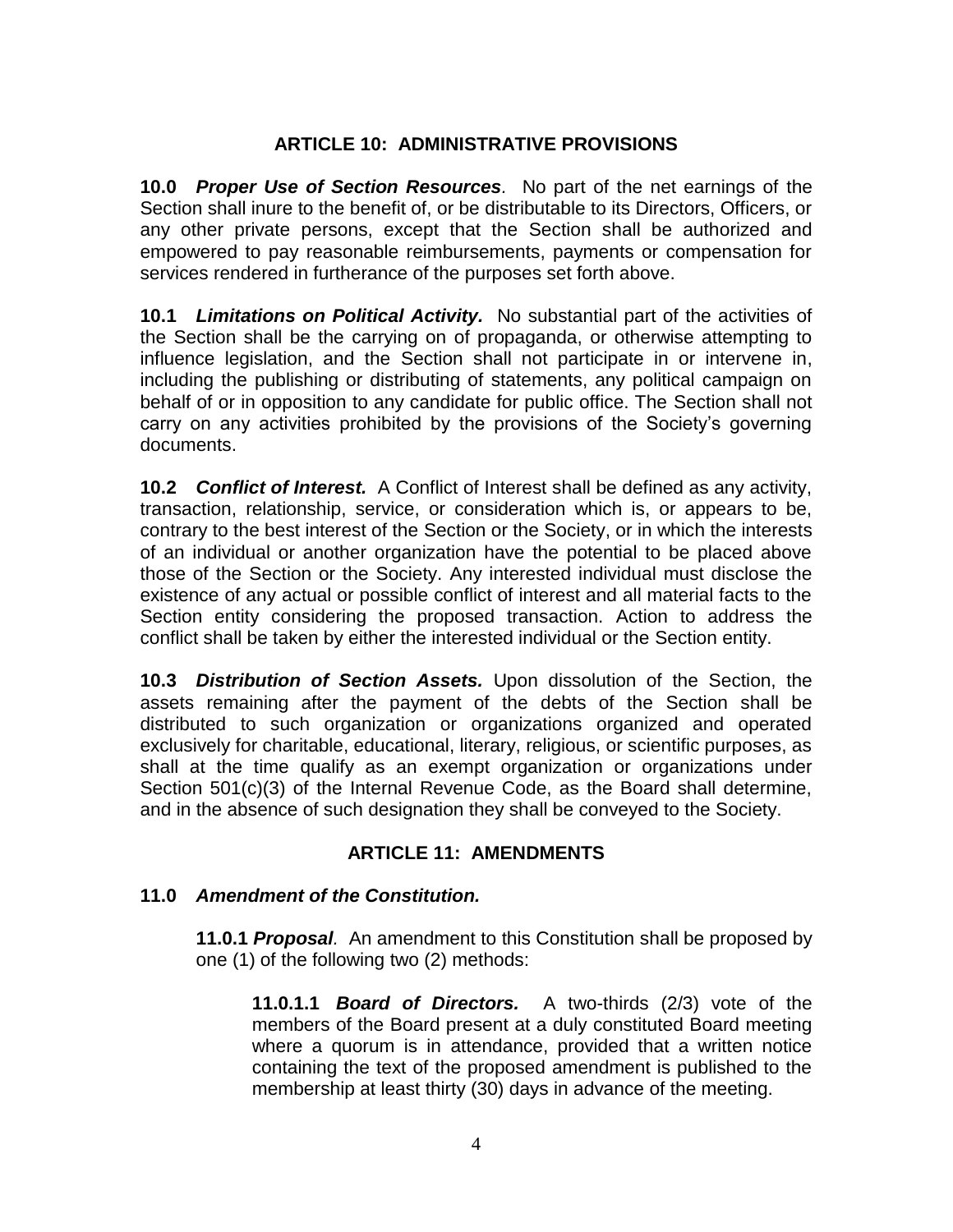## ARTICLE 10: ADMINISTRATIVE PROVISIONS

**10.0** ***Proper Use of Section Resources***. No part of the net earnings of the Section shall inure to the benefit of, or be distributable to its Directors, Officers, or any other private persons, except that the Section shall be authorized and empowered to pay reasonable reimbursements, payments or compensation for services rendered in furtherance of the purposes set forth above.

**10.1** ***Limitations on Political Activity.*** No substantial part of the activities of the Section shall be the carrying on of propaganda, or otherwise attempting to influence legislation, and the Section shall not participate in or intervene in, including the publishing or distributing of statements, any political campaign on behalf of or in opposition to any candidate for public office. The Section shall not carry on any activities prohibited by the provisions of the Society's governing documents.

**10.2** ***Conflict of Interest.*** A Conflict of Interest shall be defined as any activity, transaction, relationship, service, or consideration which is, or appears to be, contrary to the best interest of the Section or the Society, or in which the interests of an individual or another organization have the potential to be placed above those of the Section or the Society. Any interested individual must disclose the existence of any actual or possible conflict of interest and all material facts to the Section entity considering the proposed transaction. Action to address the conflict shall be taken by either the interested individual or the Section entity.

**10.3** ***Distribution of Section Assets.*** Upon dissolution of the Section, the assets remaining after the payment of the debts of the Section shall be distributed to such organization or organizations organized and operated exclusively for charitable, educational, literary, religious, or scientific purposes, as shall at the time qualify as an exempt organization or organizations under Section 501(c)(3) of the Internal Revenue Code, as the Board shall determine, and in the absence of such designation they shall be conveyed to the Society.

## ARTICLE 11: AMENDMENTS

**11.0** ***Amendment of the Constitution.***

> **11.0.1** ***Proposal***. An amendment to this Constitution shall be proposed by one (1) of the following two (2) methods:
>
> > **11.0.1.1** ***Board of Directors.*** A two-thirds (2/3) vote of the members of the Board present at a duly constituted Board meeting where a quorum is in attendance, provided that a written notice containing the text of the proposed amendment is published to the membership at least thirty (30) days in advance of the meeting.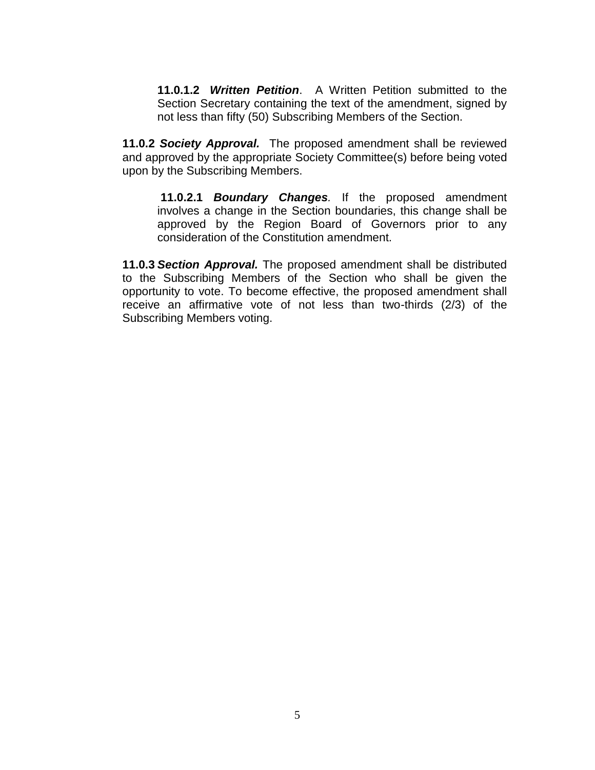**11.0.1.2** ***Written Petition***. A Written Petition submitted to the Section Secretary containing the text of the amendment, signed by not less than fifty (50) Subscribing Members of the Section.

**11.0.2** ***Society Approval.*** The proposed amendment shall be reviewed and approved by the appropriate Society Committee(s) before being voted upon by the Subscribing Members.

**11.0.2.1** ***Boundary Changes***. If the proposed amendment involves a change in the Section boundaries, this change shall be approved by the Region Board of Governors prior to any consideration of the Constitution amendment.

**11.0.3** ***Section Approval.*** The proposed amendment shall be distributed to the Subscribing Members of the Section who shall be given the opportunity to vote. To become effective, the proposed amendment shall receive an affirmative vote of not less than two-thirds (2/3) of the Subscribing Members voting.